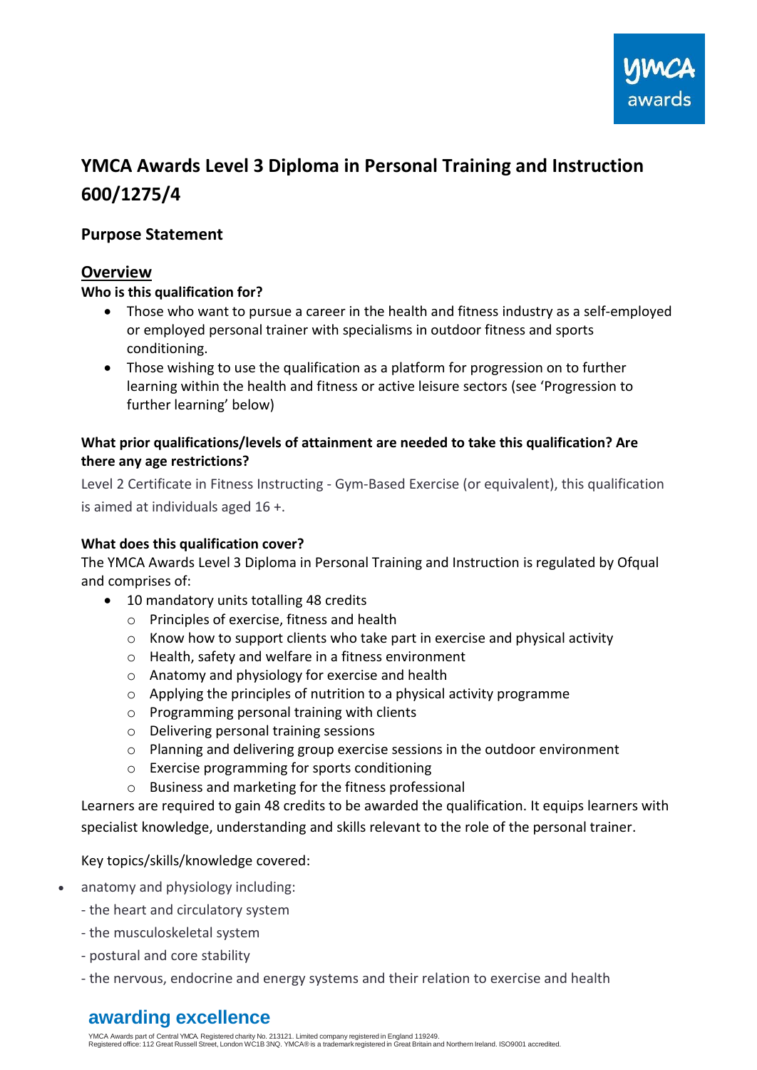# YMCA Awards Level 3 Diploma in Personal Training and Instruction 600/1275/4

## Purpose Statement

### Overview

**Who is this qualification for?**

- Those who want to pursue a career in the health and fitness industry as a self-employed or employed personal trainer with specialisms in outdoor fitness and sports conditioning.
- Those wishing to use the qualification as a platform for progression on to further learning within the health and fitness or active leisure sectors (see 'Progression to further learning' below)

**What prior qualifications/levels of attainment are needed to take this qualification? Are there any age restrictions?**

Level 2 Certificate in Fitness Instructing - Gym-Based Exercise (or equivalent), this qualification is aimed at individuals aged 16 +.

**What does this qualification cover?**

The YMCA Awards Level 3 Diploma in Personal Training and Instruction is regulated by Ofqual and comprises of:

- 10 mandatory units totalling 48 credits
  - Principles of exercise, fitness and health
  - Know how to support clients who take part in exercise and physical activity
  - Health, safety and welfare in a fitness environment
  - Anatomy and physiology for exercise and health
  - Applying the principles of nutrition to a physical activity programme
  - Programming personal training with clients
  - Delivering personal training sessions
  - Planning and delivering group exercise sessions in the outdoor environment
  - Exercise programming for sports conditioning
  - Business and marketing for the fitness professional

Learners are required to gain 48 credits to be awarded the qualification. It equips learners with specialist knowledge, understanding and skills relevant to the role of the personal trainer.

Key topics/skills/knowledge covered:

- anatomy and physiology including:
  - the heart and circulatory system
  - the musculoskeletal system
  - postural and core stability
  - the nervous, endocrine and energy systems and their relation to exercise and health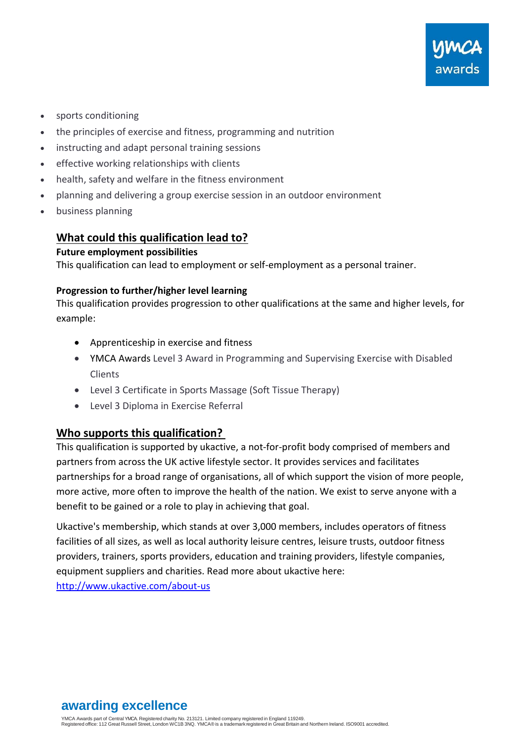- sports conditioning
- the principles of exercise and fitness, programming and nutrition
- instructing and adapt personal training sessions
- effective working relationships with clients
- health, safety and welfare in the fitness environment
- planning and delivering a group exercise session in an outdoor environment
- business planning

## What could this qualification lead to?

**Future employment possibilities**

This qualification can lead to employment or self-employment as a personal trainer.

**Progression to further/higher level learning**

This qualification provides progression to other qualifications at the same and higher levels, for example:

- Apprenticeship in exercise and fitness
- YMCA Awards Level 3 Award in Programming and Supervising Exercise with Disabled Clients
- Level 3 Certificate in Sports Massage (Soft Tissue Therapy)
- Level 3 Diploma in Exercise Referral

## Who supports this qualification?

This qualification is supported by ukactive, a not-for-profit body comprised of members and partners from across the UK active lifestyle sector. It provides services and facilitates partnerships for a broad range of organisations, all of which support the vision of more people, more active, more often to improve the health of the nation. We exist to serve anyone with a benefit to be gained or a role to play in achieving that goal.

Ukactive's membership, which stands at over 3,000 members, includes operators of fitness facilities of all sizes, as well as local authority leisure centres, leisure trusts, outdoor fitness providers, trainers, sports providers, education and training providers, lifestyle companies, equipment suppliers and charities. Read more about ukactive here: http://www.ukactive.com/about-us